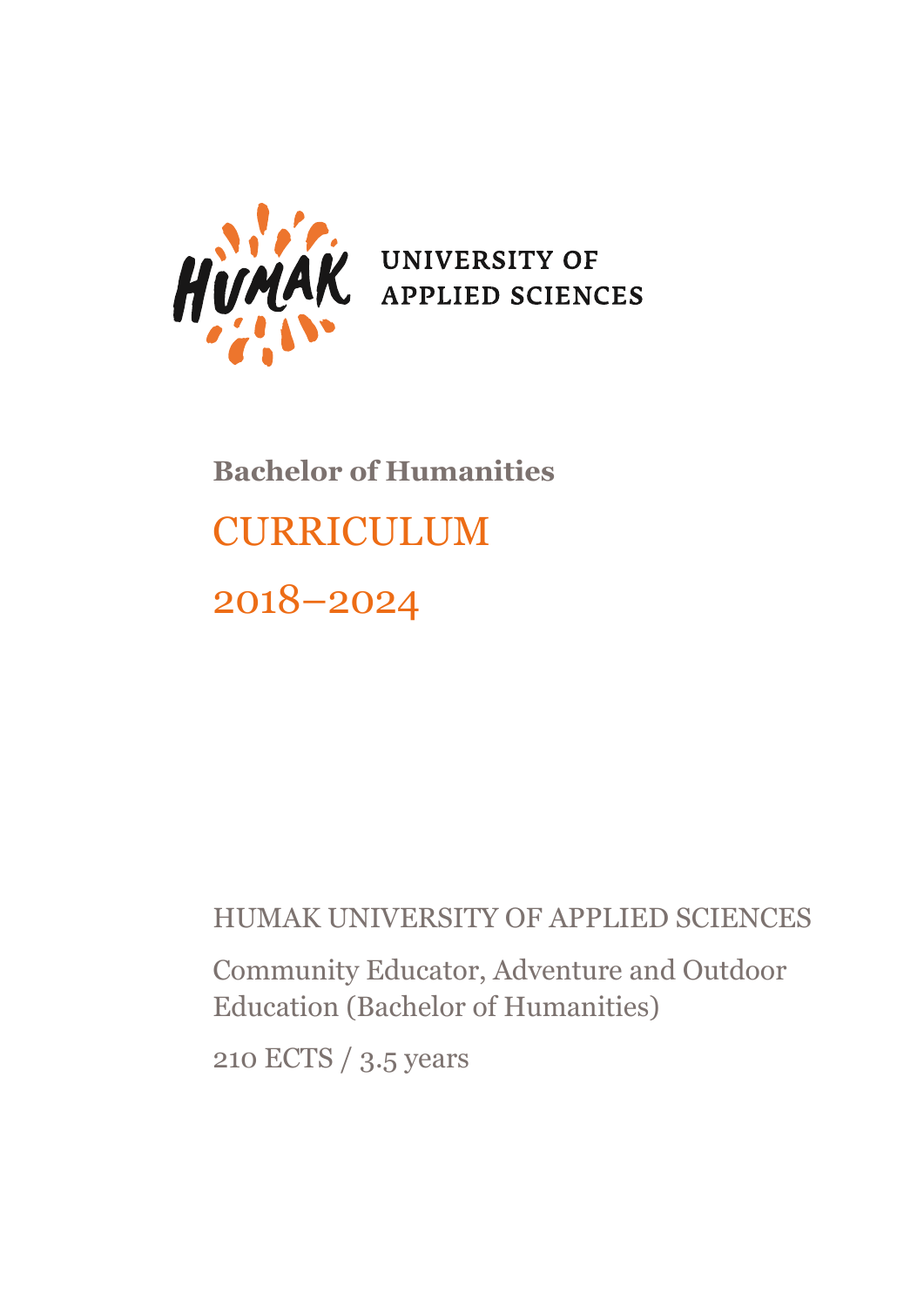HUMAK UNIVERSITY OF APPLIED SCIENCES

**Bachelor of Humanities**

# CURRICULUM

# 2018–2024

HUMAK UNIVERSITY OF APPLIED SCIENCES

Community Educator, Adventure and Outdoor Education (Bachelor of Humanities)

210 ECTS / 3.5 years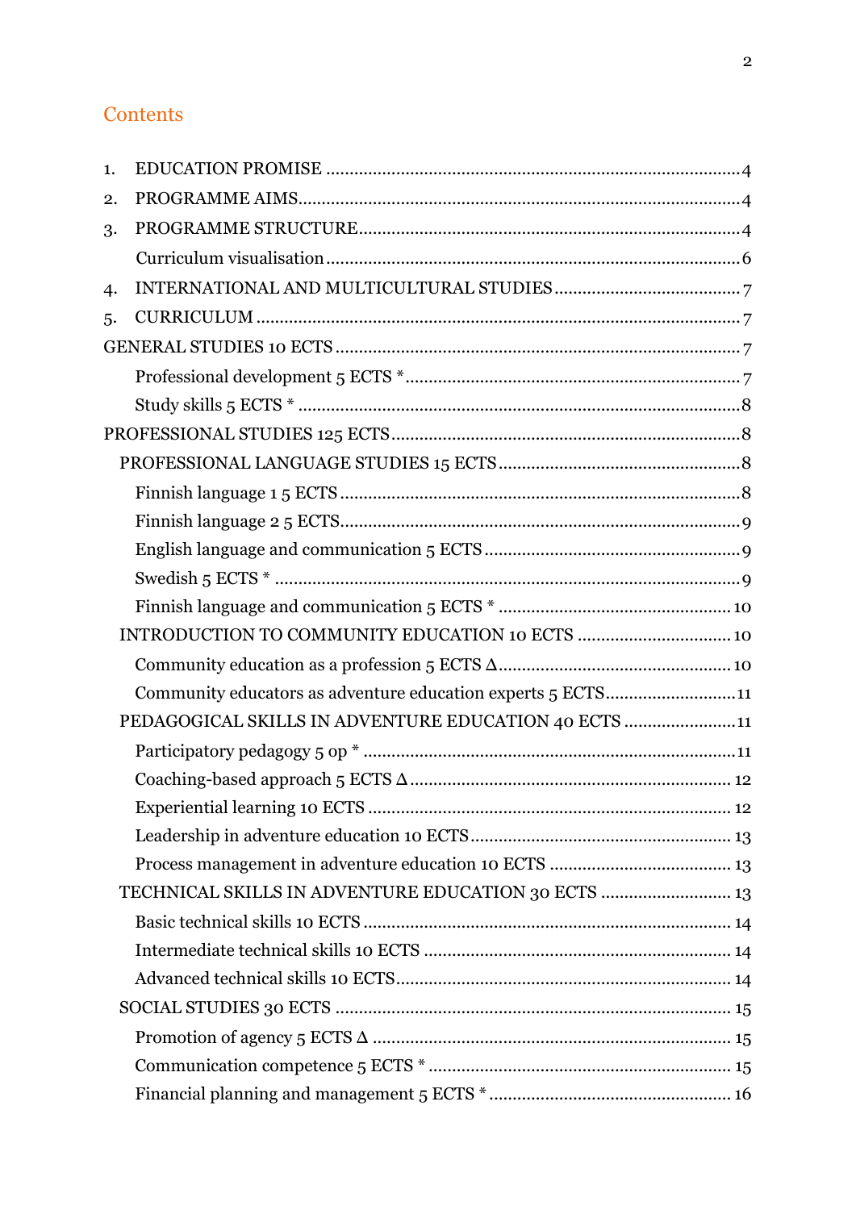## Contents

1. EDUCATION PROMISE ........ 4
2. PROGRAMME AIMS ........ 4
3. PROGRAMME STRUCTURE ........ 4
   - Curriculum visualisation ........ 6
4. INTERNATIONAL AND MULTICULTURAL STUDIES ........ 7
5. CURRICULUM ........ 7

GENERAL STUDIES 10 ECTS ........ 7

- Professional development 5 ECTS * ........ 7
- Study skills 5 ECTS * ........ 8

PROFESSIONAL STUDIES 125 ECTS ........ 8

- PROFESSIONAL LANGUAGE STUDIES 15 ECTS ........ 8
  - Finnish language 1 5 ECTS ........ 8
  - Finnish language 2 5 ECTS ........ 9
  - English language and communication 5 ECTS ........ 9
  - Swedish 5 ECTS * ........ 9
  - Finnish language and communication 5 ECTS * ........ 10
- INTRODUCTION TO COMMUNITY EDUCATION 10 ECTS ........ 10
  - Community education as a profession 5 ECTS Δ ........ 10
  - Community educators as adventure education experts 5 ECTS ........ 11
- PEDAGOGICAL SKILLS IN ADVENTURE EDUCATION 40 ECTS ........ 11
  - Participatory pedagogy 5 op * ........ 11
  - Coaching-based approach 5 ECTS Δ ........ 12
  - Experiential learning 10 ECTS ........ 12
  - Leadership in adventure education 10 ECTS ........ 13
  - Process management in adventure education 10 ECTS ........ 13
- TECHNICAL SKILLS IN ADVENTURE EDUCATION 30 ECTS ........ 13
  - Basic technical skills 10 ECTS ........ 14
  - Intermediate technical skills 10 ECTS ........ 14
  - Advanced technical skills 10 ECTS ........ 14
- SOCIAL STUDIES 30 ECTS ........ 15
  - Promotion of agency 5 ECTS Δ ........ 15
  - Communication competence 5 ECTS * ........ 15
  - Financial planning and management 5 ECTS * ........ 16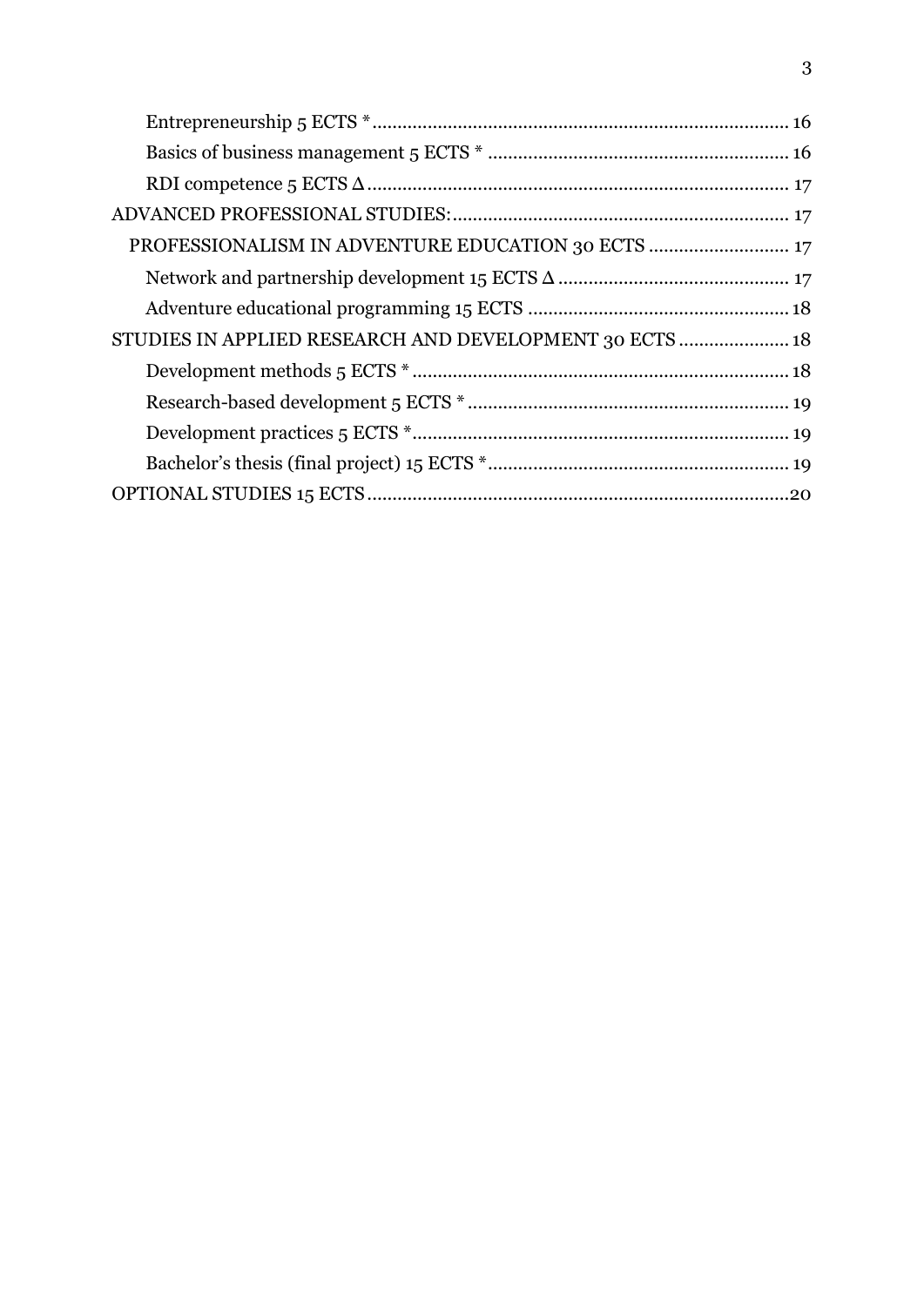Entrepreneurship 5 ECTS * .......... 16
Basics of business management 5 ECTS * .......... 16
RDI competence 5 ECTS Δ .......... 17
ADVANCED PROFESSIONAL STUDIES: .......... 17
PROFESSIONALISM IN ADVENTURE EDUCATION 30 ECTS .......... 17
Network and partnership development 15 ECTS Δ .......... 17
Adventure educational programming 15 ECTS .......... 18
STUDIES IN APPLIED RESEARCH AND DEVELOPMENT 30 ECTS .......... 18
Development methods 5 ECTS * .......... 18
Research-based development 5 ECTS * .......... 19
Development practices 5 ECTS * .......... 19
Bachelor's thesis (final project) 15 ECTS * .......... 19
OPTIONAL STUDIES 15 ECTS .......... 20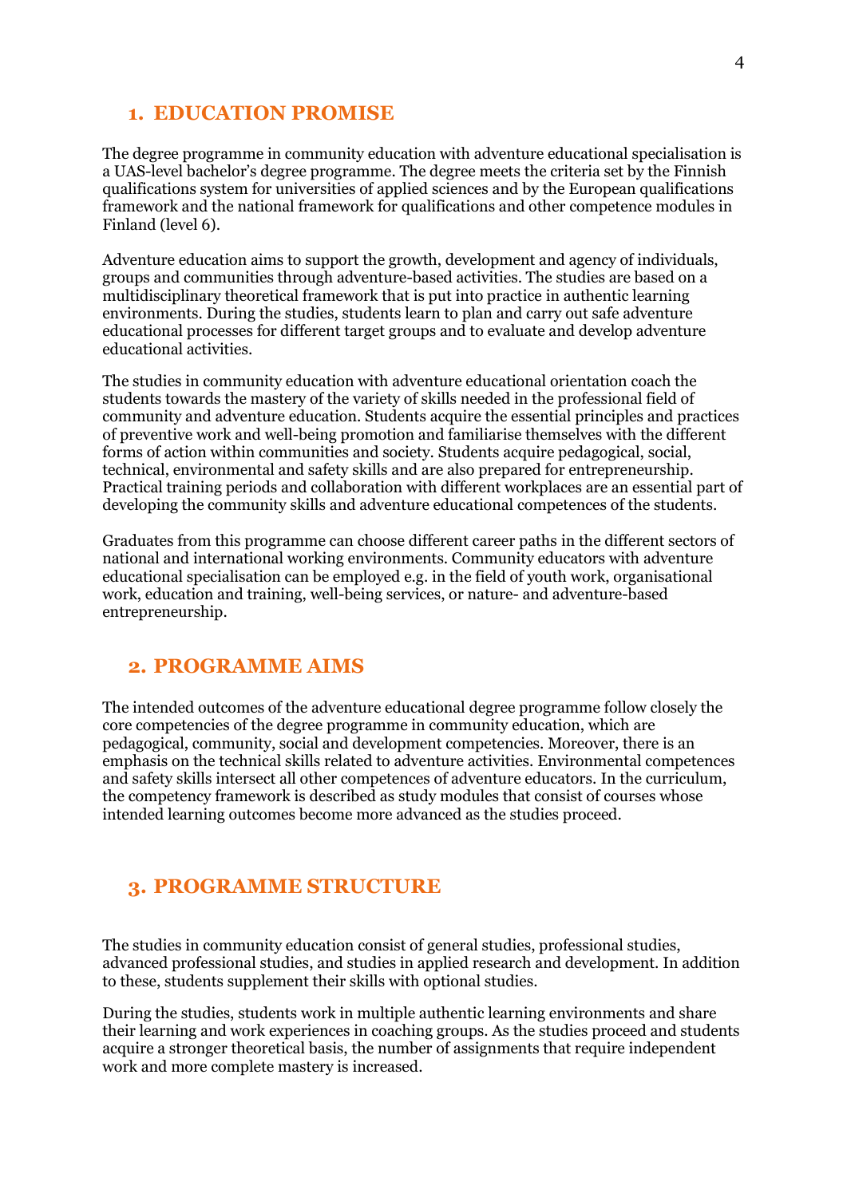## 1. EDUCATION PROMISE

The degree programme in community education with adventure educational specialisation is a UAS-level bachelor's degree programme. The degree meets the criteria set by the Finnish qualifications system for universities of applied sciences and by the European qualifications framework and the national framework for qualifications and other competence modules in Finland (level 6).

Adventure education aims to support the growth, development and agency of individuals, groups and communities through adventure-based activities. The studies are based on a multidisciplinary theoretical framework that is put into practice in authentic learning environments. During the studies, students learn to plan and carry out safe adventure educational processes for different target groups and to evaluate and develop adventure educational activities.

The studies in community education with adventure educational orientation coach the students towards the mastery of the variety of skills needed in the professional field of community and adventure education. Students acquire the essential principles and practices of preventive work and well-being promotion and familiarise themselves with the different forms of action within communities and society. Students acquire pedagogical, social, technical, environmental and safety skills and are also prepared for entrepreneurship. Practical training periods and collaboration with different workplaces are an essential part of developing the community skills and adventure educational competences of the students.

Graduates from this programme can choose different career paths in the different sectors of national and international working environments. Community educators with adventure educational specialisation can be employed e.g. in the field of youth work, organisational work, education and training, well-being services, or nature- and adventure-based entrepreneurship.

## 2. PROGRAMME AIMS

The intended outcomes of the adventure educational degree programme follow closely the core competencies of the degree programme in community education, which are pedagogical, community, social and development competencies. Moreover, there is an emphasis on the technical skills related to adventure activities. Environmental competences and safety skills intersect all other competences of adventure educators. In the curriculum, the competency framework is described as study modules that consist of courses whose intended learning outcomes become more advanced as the studies proceed.

## 3. PROGRAMME STRUCTURE

The studies in community education consist of general studies, professional studies, advanced professional studies, and studies in applied research and development. In addition to these, students supplement their skills with optional studies.

During the studies, students work in multiple authentic learning environments and share their learning and work experiences in coaching groups. As the studies proceed and students acquire a stronger theoretical basis, the number of assignments that require independent work and more complete mastery is increased.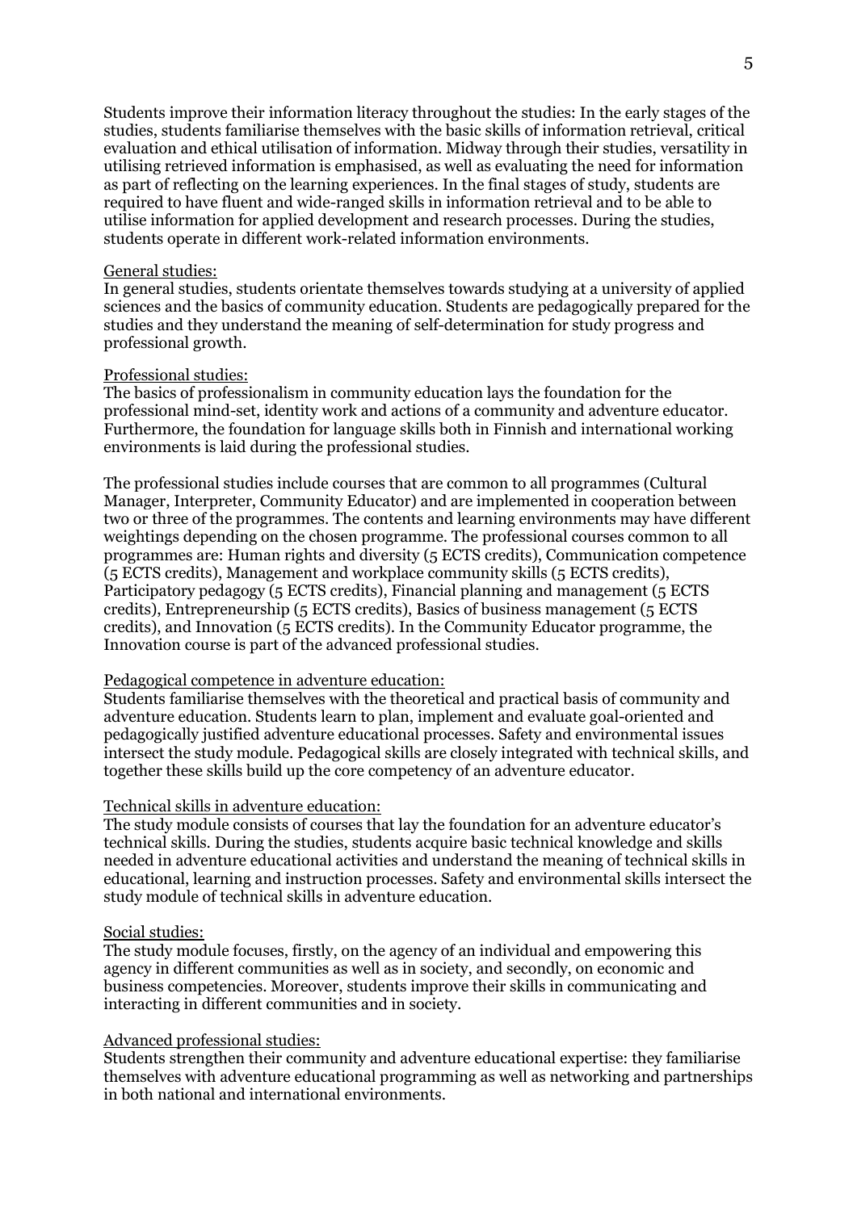Students improve their information literacy throughout the studies: In the early stages of the studies, students familiarise themselves with the basic skills of information retrieval, critical evaluation and ethical utilisation of information. Midway through their studies, versatility in utilising retrieved information is emphasised, as well as evaluating the need for information as part of reflecting on the learning experiences. In the final stages of study, students are required to have fluent and wide-ranged skills in information retrieval and to be able to utilise information for applied development and research processes. During the studies, students operate in different work-related information environments.

General studies:
In general studies, students orientate themselves towards studying at a university of applied sciences and the basics of community education. Students are pedagogically prepared for the studies and they understand the meaning of self-determination for study progress and professional growth.

Professional studies:
The basics of professionalism in community education lays the foundation for the professional mind-set, identity work and actions of a community and adventure educator. Furthermore, the foundation for language skills both in Finnish and international working environments is laid during the professional studies.

The professional studies include courses that are common to all programmes (Cultural Manager, Interpreter, Community Educator) and are implemented in cooperation between two or three of the programmes. The contents and learning environments may have different weightings depending on the chosen programme. The professional courses common to all programmes are: Human rights and diversity (5 ECTS credits), Communication competence (5 ECTS credits), Management and workplace community skills (5 ECTS credits), Participatory pedagogy (5 ECTS credits), Financial planning and management (5 ECTS credits), Entrepreneurship (5 ECTS credits), Basics of business management (5 ECTS credits), and Innovation (5 ECTS credits). In the Community Educator programme, the Innovation course is part of the advanced professional studies.

Pedagogical competence in adventure education:
Students familiarise themselves with the theoretical and practical basis of community and adventure education. Students learn to plan, implement and evaluate goal-oriented and pedagogically justified adventure educational processes. Safety and environmental issues intersect the study module. Pedagogical skills are closely integrated with technical skills, and together these skills build up the core competency of an adventure educator.

Technical skills in adventure education:
The study module consists of courses that lay the foundation for an adventure educator's technical skills. During the studies, students acquire basic technical knowledge and skills needed in adventure educational activities and understand the meaning of technical skills in educational, learning and instruction processes. Safety and environmental skills intersect the study module of technical skills in adventure education.

Social studies:
The study module focuses, firstly, on the agency of an individual and empowering this agency in different communities as well as in society, and secondly, on economic and business competencies. Moreover, students improve their skills in communicating and interacting in different communities and in society.

Advanced professional studies:
Students strengthen their community and adventure educational expertise: they familiarise themselves with adventure educational programming as well as networking and partnerships in both national and international environments.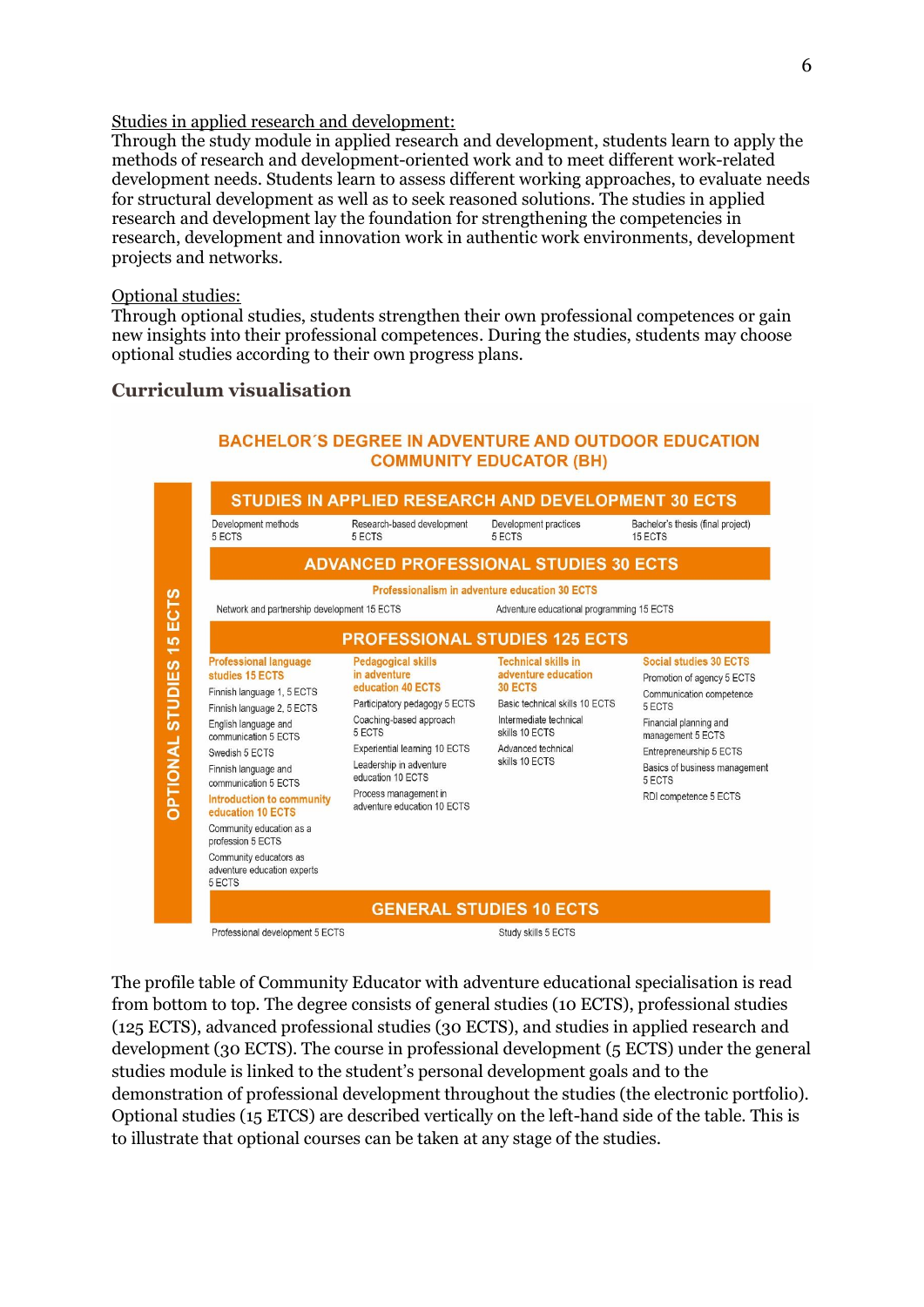Studies in applied research and development:
Through the study module in applied research and development, students learn to apply the methods of research and development-oriented work and to meet different work-related development needs. Students learn to assess different working approaches, to evaluate needs for structural development as well as to seek reasoned solutions. The studies in applied research and development lay the foundation for strengthening the competencies in research, development and innovation work in authentic work environments, development projects and networks.

Optional studies:
Through optional studies, students strengthen their own professional competences or gain new insights into their professional competences. During the studies, students may choose optional studies according to their own progress plans.

## Curriculum visualisation

**BACHELOR´S DEGREE IN ADVENTURE AND OUTDOOR EDUCATION COMMUNITY EDUCATOR (BH)**

**OPTIONAL STUDIES 15 ECTS**

**STUDIES IN APPLIED RESEARCH AND DEVELOPMENT 30 ECTS**

| Development methods 5 ECTS | Research-based development 5 ECTS | Development practices 5 ECTS | Bachelor's thesis (final project) 15 ECTS |
|---|---|---|---|

**ADVANCED PROFESSIONAL STUDIES 30 ECTS**

Professionalism in adventure education 30 ECTS

- Network and partnership development 15 ECTS
- Adventure educational programming 15 ECTS

**PROFESSIONAL STUDIES 125 ECTS**

| Professional language studies 15 ECTS | Pedagogical skills in adventure education 40 ECTS | Technical skills in adventure education 30 ECTS | Social studies 30 ECTS |
|---|---|---|---|
| Finnish language 1, 5 ECTS | Participatory pedagogy 5 ECTS | Basic technical skills 10 ECTS | Promotion of agency 5 ECTS |
| Finnish language 2, 5 ECTS | Coaching-based approach 5 ECTS | Intermediate technical skills 10 ECTS | Communication competence 5 ECTS |
| English language and communication 5 ECTS | Experiential learning 10 ECTS | Advanced technical skills 10 ECTS | Financial planning and management 5 ECTS |
| Swedish 5 ECTS | Leadership in adventure education 10 ECTS | | Entrepreneurship 5 ECTS |
| Finnish language and communication 5 ECTS | Process management in adventure education 10 ECTS | | Basics of business management 5 ECTS |
| **Introduction to community education 10 ECTS** | | | RDI competence 5 ECTS |
| Community education as a profession 5 ECTS | | | |
| Community educators as adventure education experts 5 ECTS | | | |

**GENERAL STUDIES 10 ECTS**

| Professional development 5 ECTS | Study skills 5 ECTS |
|---|---|

The profile table of Community Educator with adventure educational specialisation is read from bottom to top. The degree consists of general studies (10 ECTS), professional studies (125 ECTS), advanced professional studies (30 ECTS), and studies in applied research and development (30 ECTS). The course in professional development (5 ECTS) under the general studies module is linked to the student's personal development goals and to the demonstration of professional development throughout the studies (the electronic portfolio). Optional studies (15 ETCS) are described vertically on the left-hand side of the table. This is to illustrate that optional courses can be taken at any stage of the studies.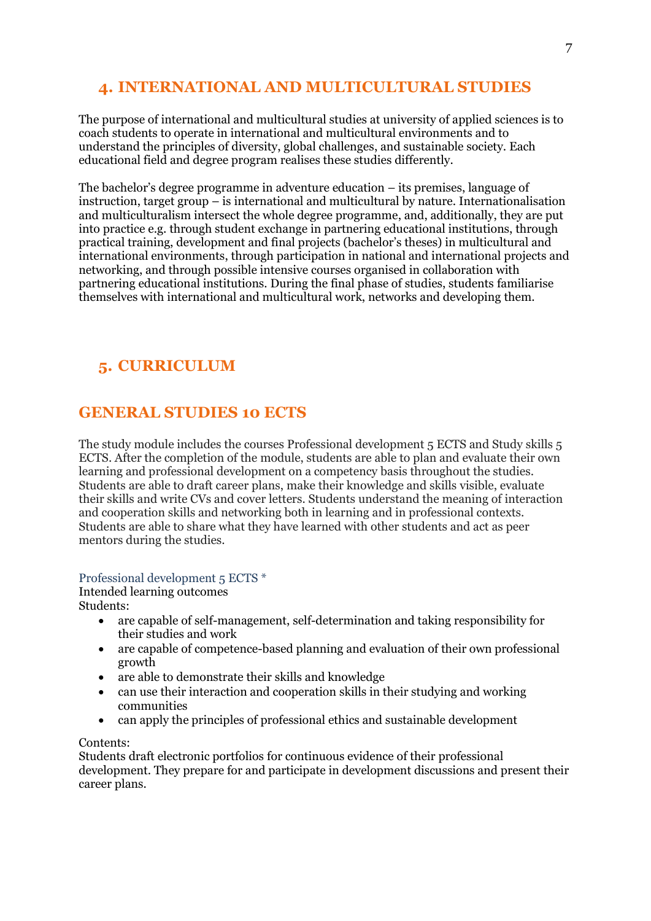## 4. INTERNATIONAL AND MULTICULTURAL STUDIES

The purpose of international and multicultural studies at university of applied sciences is to coach students to operate in international and multicultural environments and to understand the principles of diversity, global challenges, and sustainable society. Each educational field and degree program realises these studies differently.

The bachelor's degree programme in adventure education – its premises, language of instruction, target group – is international and multicultural by nature. Internationalisation and multiculturalism intersect the whole degree programme, and, additionally, they are put into practice e.g. through student exchange in partnering educational institutions, through practical training, development and final projects (bachelor's theses) in multicultural and international environments, through participation in national and international projects and networking, and through possible intensive courses organised in collaboration with partnering educational institutions. During the final phase of studies, students familiarise themselves with international and multicultural work, networks and developing them.

## 5. CURRICULUM

## GENERAL STUDIES 10 ECTS

The study module includes the courses Professional development 5 ECTS and Study skills 5 ECTS. After the completion of the module, students are able to plan and evaluate their own learning and professional development on a competency basis throughout the studies. Students are able to draft career plans, make their knowledge and skills visible, evaluate their skills and write CVs and cover letters. Students understand the meaning of interaction and cooperation skills and networking both in learning and in professional contexts. Students are able to share what they have learned with other students and act as peer mentors during the studies.

### Professional development 5 ECTS *

Intended learning outcomes
Students:

- are capable of self-management, self-determination and taking responsibility for their studies and work
- are capable of competence-based planning and evaluation of their own professional growth
- are able to demonstrate their skills and knowledge
- can use their interaction and cooperation skills in their studying and working communities
- can apply the principles of professional ethics and sustainable development

Contents:
Students draft electronic portfolios for continuous evidence of their professional development. They prepare for and participate in development discussions and present their career plans.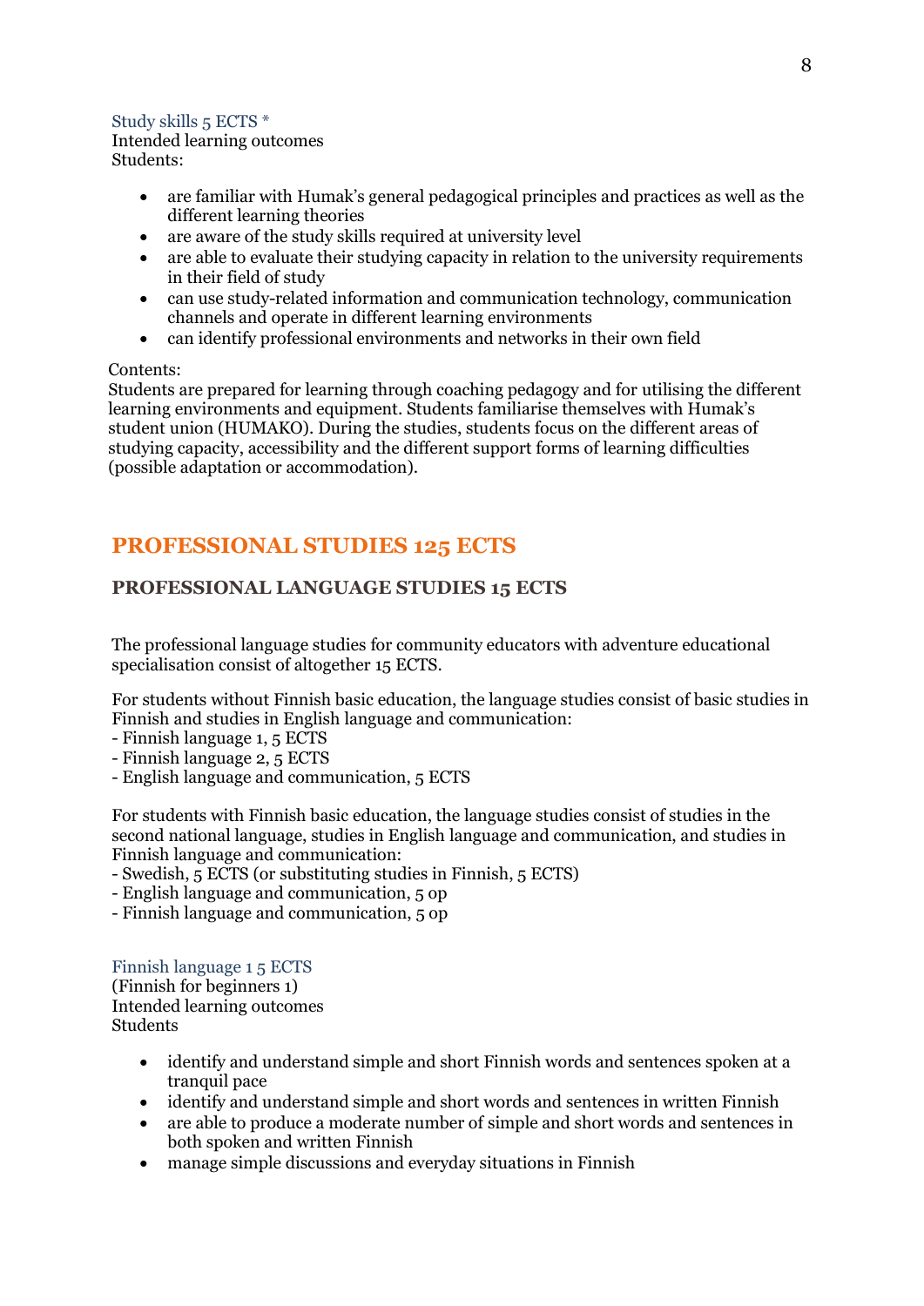### Study skills 5 ECTS *

Intended learning outcomes
Students:

- are familiar with Humak's general pedagogical principles and practices as well as the different learning theories
- are aware of the study skills required at university level
- are able to evaluate their studying capacity in relation to the university requirements in their field of study
- can use study-related information and communication technology, communication channels and operate in different learning environments
- can identify professional environments and networks in their own field

Contents:
Students are prepared for learning through coaching pedagogy and for utilising the different learning environments and equipment. Students familiarise themselves with Humak's student union (HUMAKO). During the studies, students focus on the different areas of studying capacity, accessibility and the different support forms of learning difficulties (possible adaptation or accommodation).

# PROFESSIONAL STUDIES 125 ECTS

## PROFESSIONAL LANGUAGE STUDIES 15 ECTS

The professional language studies for community educators with adventure educational specialisation consist of altogether 15 ECTS.

For students without Finnish basic education, the language studies consist of basic studies in Finnish and studies in English language and communication:
- Finnish language 1, 5 ECTS
- Finnish language 2, 5 ECTS
- English language and communication, 5 ECTS

For students with Finnish basic education, the language studies consist of studies in the second national language, studies in English language and communication, and studies in Finnish language and communication:
- Swedish, 5 ECTS (or substituting studies in Finnish, 5 ECTS)
- English language and communication, 5 op
- Finnish language and communication, 5 op

### Finnish language 1 5 ECTS

(Finnish for beginners 1)
Intended learning outcomes
Students

- identify and understand simple and short Finnish words and sentences spoken at a tranquil pace
- identify and understand simple and short words and sentences in written Finnish
- are able to produce a moderate number of simple and short words and sentences in both spoken and written Finnish
- manage simple discussions and everyday situations in Finnish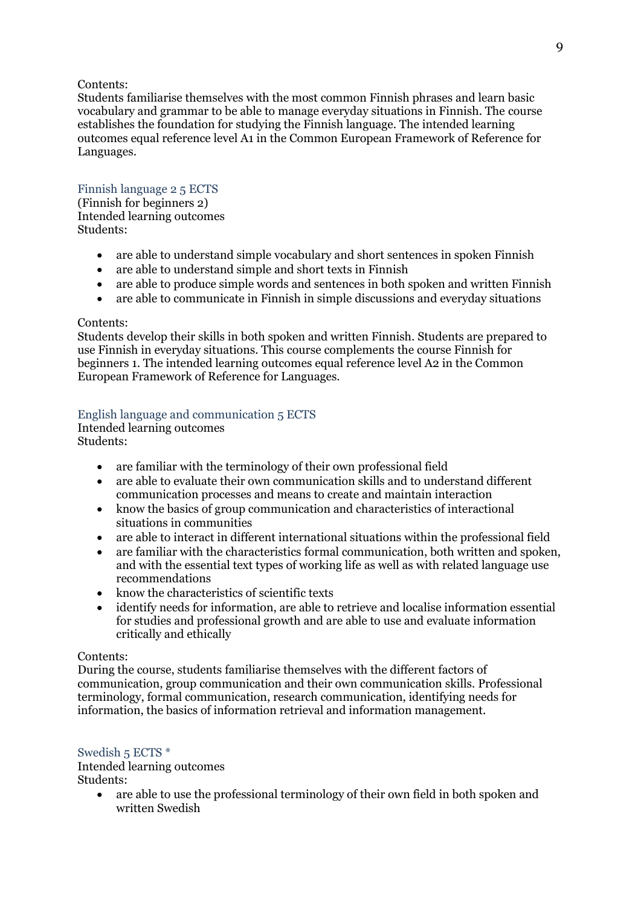Contents:
Students familiarise themselves with the most common Finnish phrases and learn basic vocabulary and grammar to be able to manage everyday situations in Finnish. The course establishes the foundation for studying the Finnish language. The intended learning outcomes equal reference level A1 in the Common European Framework of Reference for Languages.

### Finnish language 2 5 ECTS

(Finnish for beginners 2)
Intended learning outcomes
Students:

- are able to understand simple vocabulary and short sentences in spoken Finnish
- are able to understand simple and short texts in Finnish
- are able to produce simple words and sentences in both spoken and written Finnish
- are able to communicate in Finnish in simple discussions and everyday situations

Contents:
Students develop their skills in both spoken and written Finnish. Students are prepared to use Finnish in everyday situations. This course complements the course Finnish for beginners 1. The intended learning outcomes equal reference level A2 in the Common European Framework of Reference for Languages.

### English language and communication 5 ECTS

Intended learning outcomes
Students:

- are familiar with the terminology of their own professional field
- are able to evaluate their own communication skills and to understand different communication processes and means to create and maintain interaction
- know the basics of group communication and characteristics of interactional situations in communities
- are able to interact in different international situations within the professional field
- are familiar with the characteristics formal communication, both written and spoken, and with the essential text types of working life as well as with related language use recommendations
- know the characteristics of scientific texts
- identify needs for information, are able to retrieve and localise information essential for studies and professional growth and are able to use and evaluate information critically and ethically

Contents:
During the course, students familiarise themselves with the different factors of communication, group communication and their own communication skills. Professional terminology, formal communication, research communication, identifying needs for information, the basics of information retrieval and information management.

### Swedish 5 ECTS *

Intended learning outcomes
Students:

- are able to use the professional terminology of their own field in both spoken and written Swedish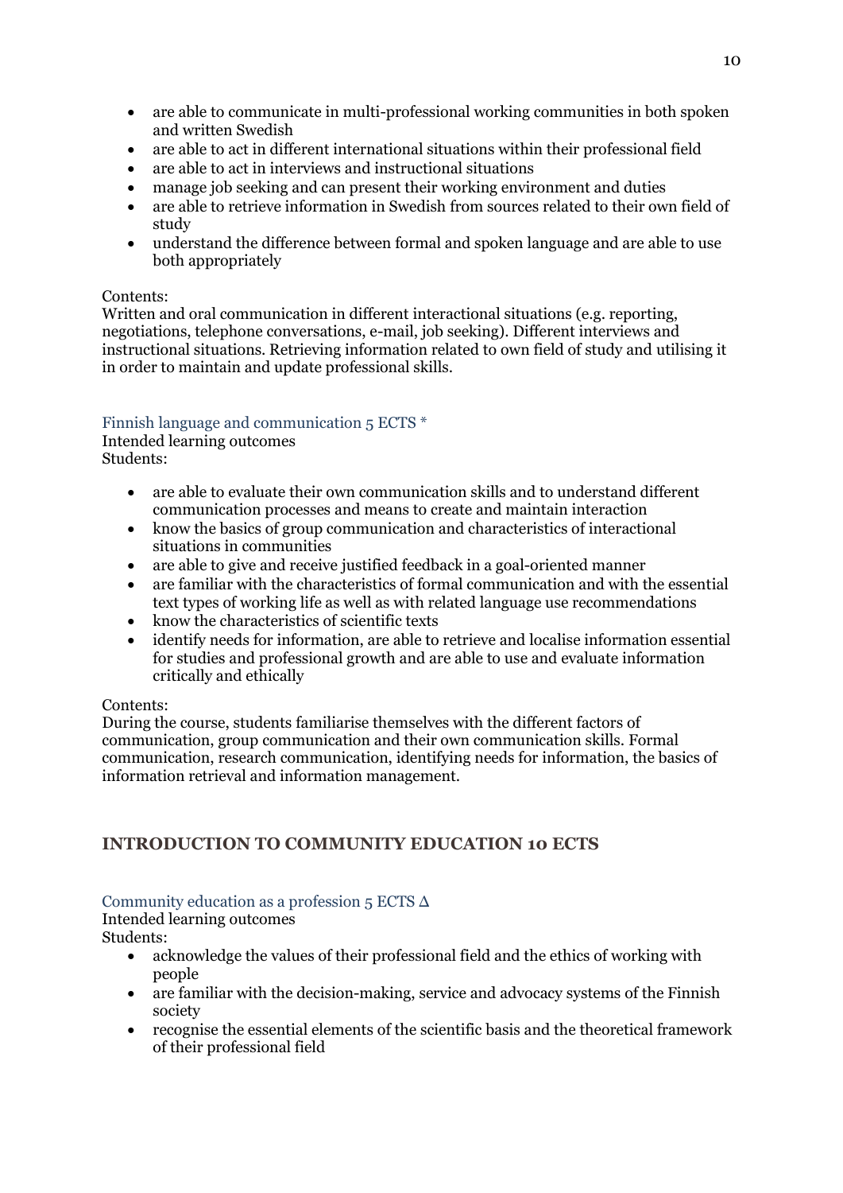- are able to communicate in multi-professional working communities in both spoken and written Swedish
- are able to act in different international situations within their professional field
- are able to act in interviews and instructional situations
- manage job seeking and can present their working environment and duties
- are able to retrieve information in Swedish from sources related to their own field of study
- understand the difference between formal and spoken language and are able to use both appropriately

Contents:
Written and oral communication in different interactional situations (e.g. reporting, negotiations, telephone conversations, e-mail, job seeking). Different interviews and instructional situations. Retrieving information related to own field of study and utilising it in order to maintain and update professional skills.

### Finnish language and communication 5 ECTS *

Intended learning outcomes
Students:

- are able to evaluate their own communication skills and to understand different communication processes and means to create and maintain interaction
- know the basics of group communication and characteristics of interactional situations in communities
- are able to give and receive justified feedback in a goal-oriented manner
- are familiar with the characteristics of formal communication and with the essential text types of working life as well as with related language use recommendations
- know the characteristics of scientific texts
- identify needs for information, are able to retrieve and localise information essential for studies and professional growth and are able to use and evaluate information critically and ethically

Contents:
During the course, students familiarise themselves with the different factors of communication, group communication and their own communication skills. Formal communication, research communication, identifying needs for information, the basics of information retrieval and information management.

## INTRODUCTION TO COMMUNITY EDUCATION 10 ECTS

### Community education as a profession 5 ECTS Δ

Intended learning outcomes
Students:

- acknowledge the values of their professional field and the ethics of working with people
- are familiar with the decision-making, service and advocacy systems of the Finnish society
- recognise the essential elements of the scientific basis and the theoretical framework of their professional field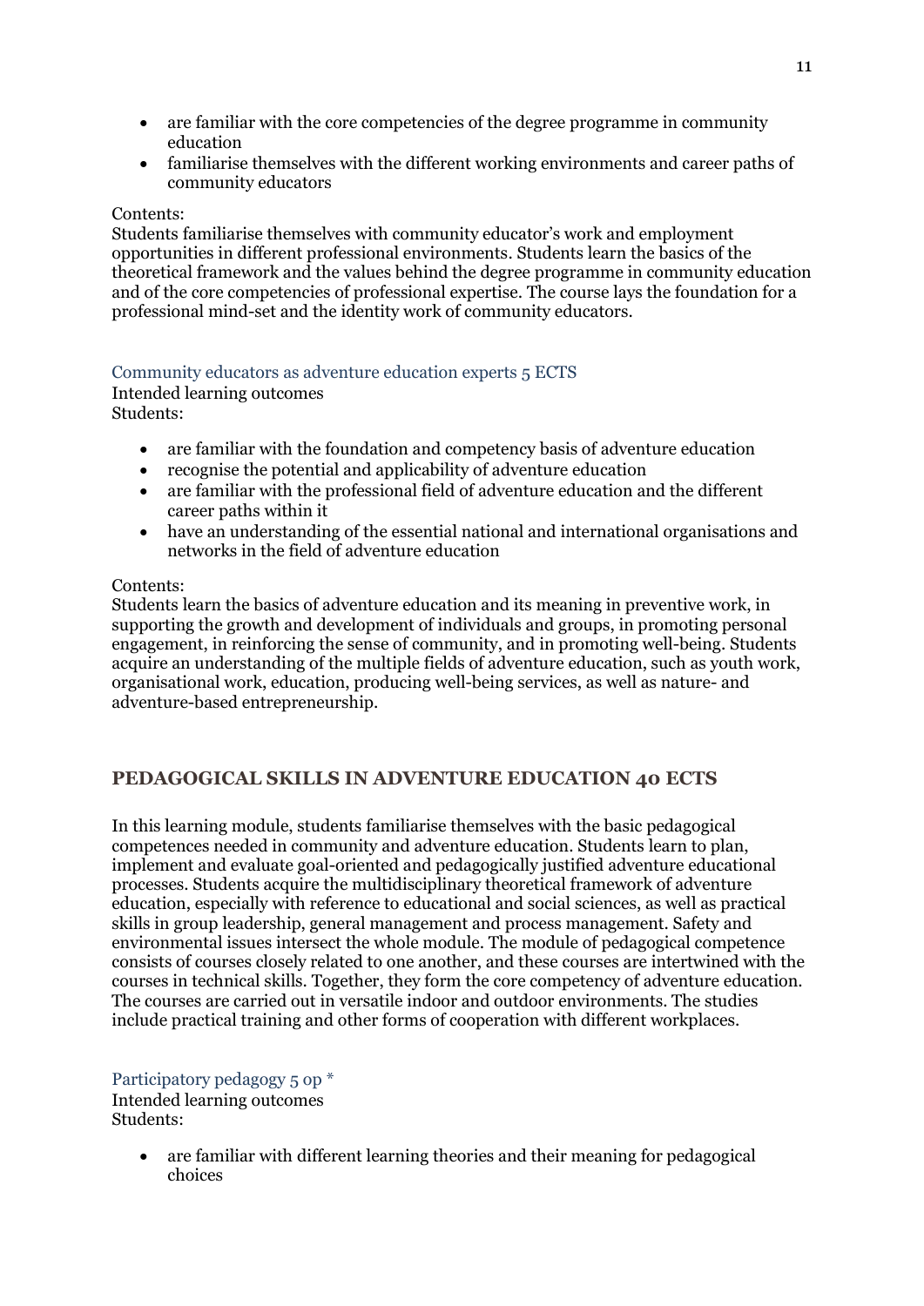- are familiar with the core competencies of the degree programme in community education
- familiarise themselves with the different working environments and career paths of community educators

Contents:
Students familiarise themselves with community educator's work and employment opportunities in different professional environments. Students learn the basics of the theoretical framework and the values behind the degree programme in community education and of the core competencies of professional expertise. The course lays the foundation for a professional mind-set and the identity work of community educators.

### Community educators as adventure education experts 5 ECTS

Intended learning outcomes
Students:

- are familiar with the foundation and competency basis of adventure education
- recognise the potential and applicability of adventure education
- are familiar with the professional field of adventure education and the different career paths within it
- have an understanding of the essential national and international organisations and networks in the field of adventure education

Contents:
Students learn the basics of adventure education and its meaning in preventive work, in supporting the growth and development of individuals and groups, in promoting personal engagement, in reinforcing the sense of community, and in promoting well-being. Students acquire an understanding of the multiple fields of adventure education, such as youth work, organisational work, education, producing well-being services, as well as nature- and adventure-based entrepreneurship.

## PEDAGOGICAL SKILLS IN ADVENTURE EDUCATION 40 ECTS

In this learning module, students familiarise themselves with the basic pedagogical competences needed in community and adventure education. Students learn to plan, implement and evaluate goal-oriented and pedagogically justified adventure educational processes. Students acquire the multidisciplinary theoretical framework of adventure education, especially with reference to educational and social sciences, as well as practical skills in group leadership, general management and process management. Safety and environmental issues intersect the whole module. The module of pedagogical competence consists of courses closely related to one another, and these courses are intertwined with the courses in technical skills. Together, they form the core competency of adventure education. The courses are carried out in versatile indoor and outdoor environments. The studies include practical training and other forms of cooperation with different workplaces.

### Participatory pedagogy 5 op *

Intended learning outcomes
Students:

- are familiar with different learning theories and their meaning for pedagogical choices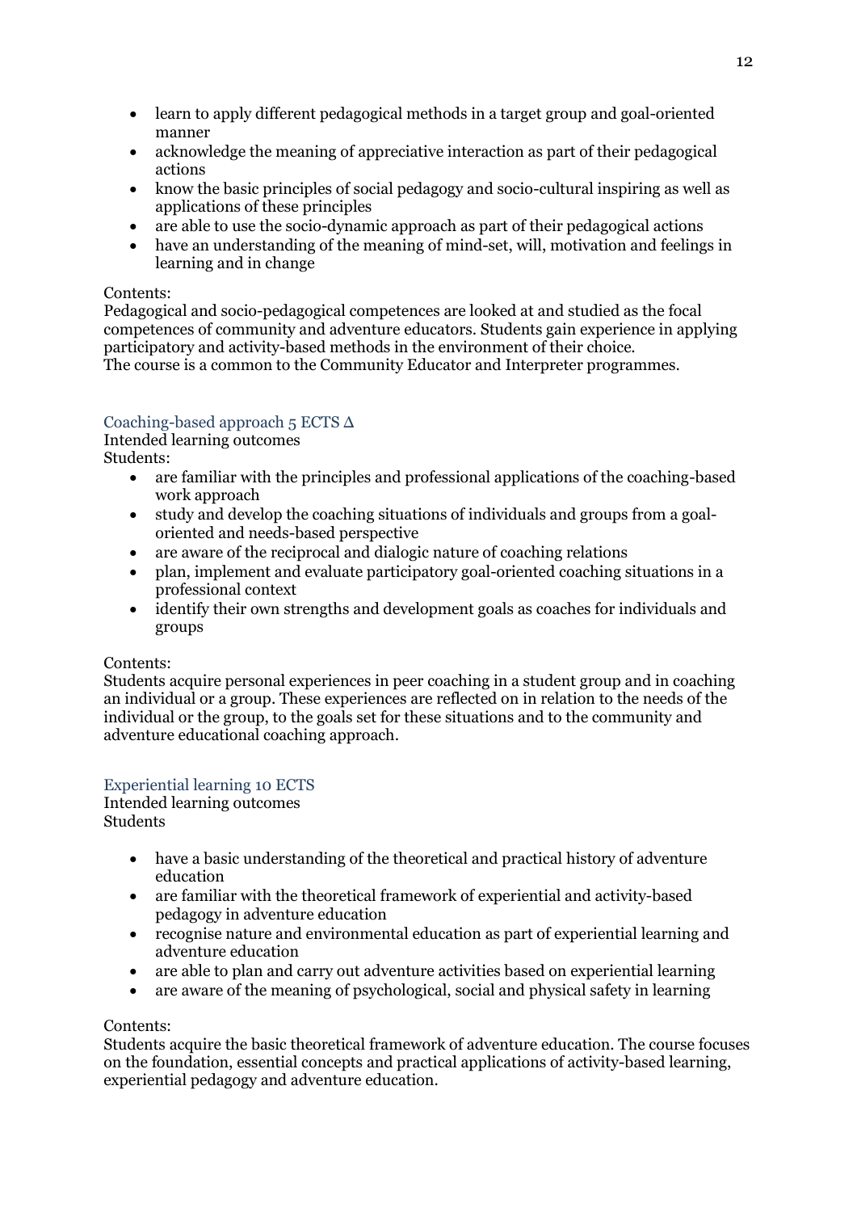- learn to apply different pedagogical methods in a target group and goal-oriented manner
- acknowledge the meaning of appreciative interaction as part of their pedagogical actions
- know the basic principles of social pedagogy and socio-cultural inspiring as well as applications of these principles
- are able to use the socio-dynamic approach as part of their pedagogical actions
- have an understanding of the meaning of mind-set, will, motivation and feelings in learning and in change

Contents:
Pedagogical and socio-pedagogical competences are looked at and studied as the focal competences of community and adventure educators. Students gain experience in applying participatory and activity-based methods in the environment of their choice.
The course is a common to the Community Educator and Interpreter programmes.

### Coaching-based approach 5 ECTS ∆

Intended learning outcomes
Students:

- are familiar with the principles and professional applications of the coaching-based work approach
- study and develop the coaching situations of individuals and groups from a goal-oriented and needs-based perspective
- are aware of the reciprocal and dialogic nature of coaching relations
- plan, implement and evaluate participatory goal-oriented coaching situations in a professional context
- identify their own strengths and development goals as coaches for individuals and groups

Contents:
Students acquire personal experiences in peer coaching in a student group and in coaching an individual or a group. These experiences are reflected on in relation to the needs of the individual or the group, to the goals set for these situations and to the community and adventure educational coaching approach.

### Experiential learning 10 ECTS

Intended learning outcomes
Students

- have a basic understanding of the theoretical and practical history of adventure education
- are familiar with the theoretical framework of experiential and activity-based pedagogy in adventure education
- recognise nature and environmental education as part of experiential learning and adventure education
- are able to plan and carry out adventure activities based on experiential learning
- are aware of the meaning of psychological, social and physical safety in learning

Contents:
Students acquire the basic theoretical framework of adventure education. The course focuses on the foundation, essential concepts and practical applications of activity-based learning, experiential pedagogy and adventure education.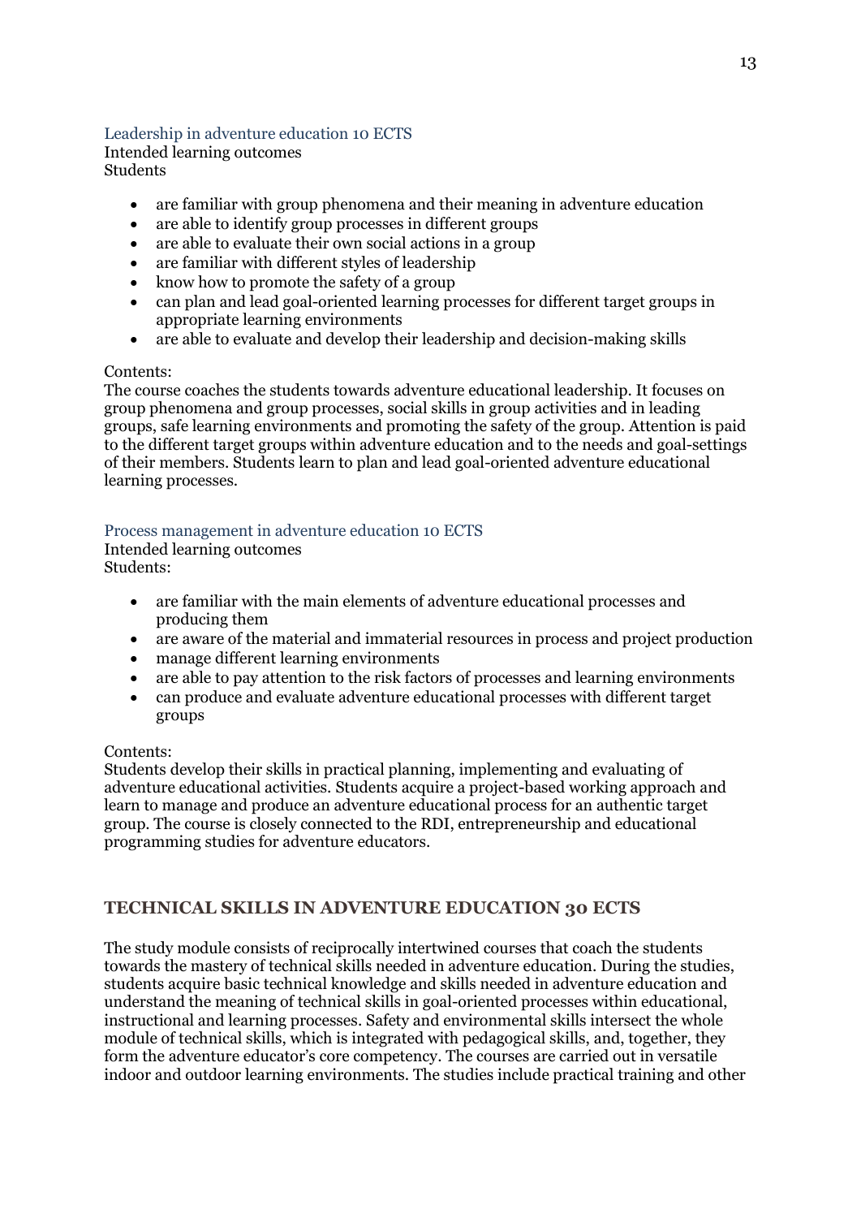### Leadership in adventure education 10 ECTS

Intended learning outcomes
Students

- are familiar with group phenomena and their meaning in adventure education
- are able to identify group processes in different groups
- are able to evaluate their own social actions in a group
- are familiar with different styles of leadership
- know how to promote the safety of a group
- can plan and lead goal-oriented learning processes for different target groups in appropriate learning environments
- are able to evaluate and develop their leadership and decision-making skills

Contents:
The course coaches the students towards adventure educational leadership. It focuses on group phenomena and group processes, social skills in group activities and in leading groups, safe learning environments and promoting the safety of the group. Attention is paid to the different target groups within adventure education and to the needs and goal-settings of their members. Students learn to plan and lead goal-oriented adventure educational learning processes.

### Process management in adventure education 10 ECTS

Intended learning outcomes
Students:

- are familiar with the main elements of adventure educational processes and producing them
- are aware of the material and immaterial resources in process and project production
- manage different learning environments
- are able to pay attention to the risk factors of processes and learning environments
- can produce and evaluate adventure educational processes with different target groups

Contents:
Students develop their skills in practical planning, implementing and evaluating of adventure educational activities. Students acquire a project-based working approach and learn to manage and produce an adventure educational process for an authentic target group. The course is closely connected to the RDI, entrepreneurship and educational programming studies for adventure educators.

## TECHNICAL SKILLS IN ADVENTURE EDUCATION 30 ECTS

The study module consists of reciprocally intertwined courses that coach the students towards the mastery of technical skills needed in adventure education. During the studies, students acquire basic technical knowledge and skills needed in adventure education and understand the meaning of technical skills in goal-oriented processes within educational, instructional and learning processes. Safety and environmental skills intersect the whole module of technical skills, which is integrated with pedagogical skills, and, together, they form the adventure educator's core competency. The courses are carried out in versatile indoor and outdoor learning environments. The studies include practical training and other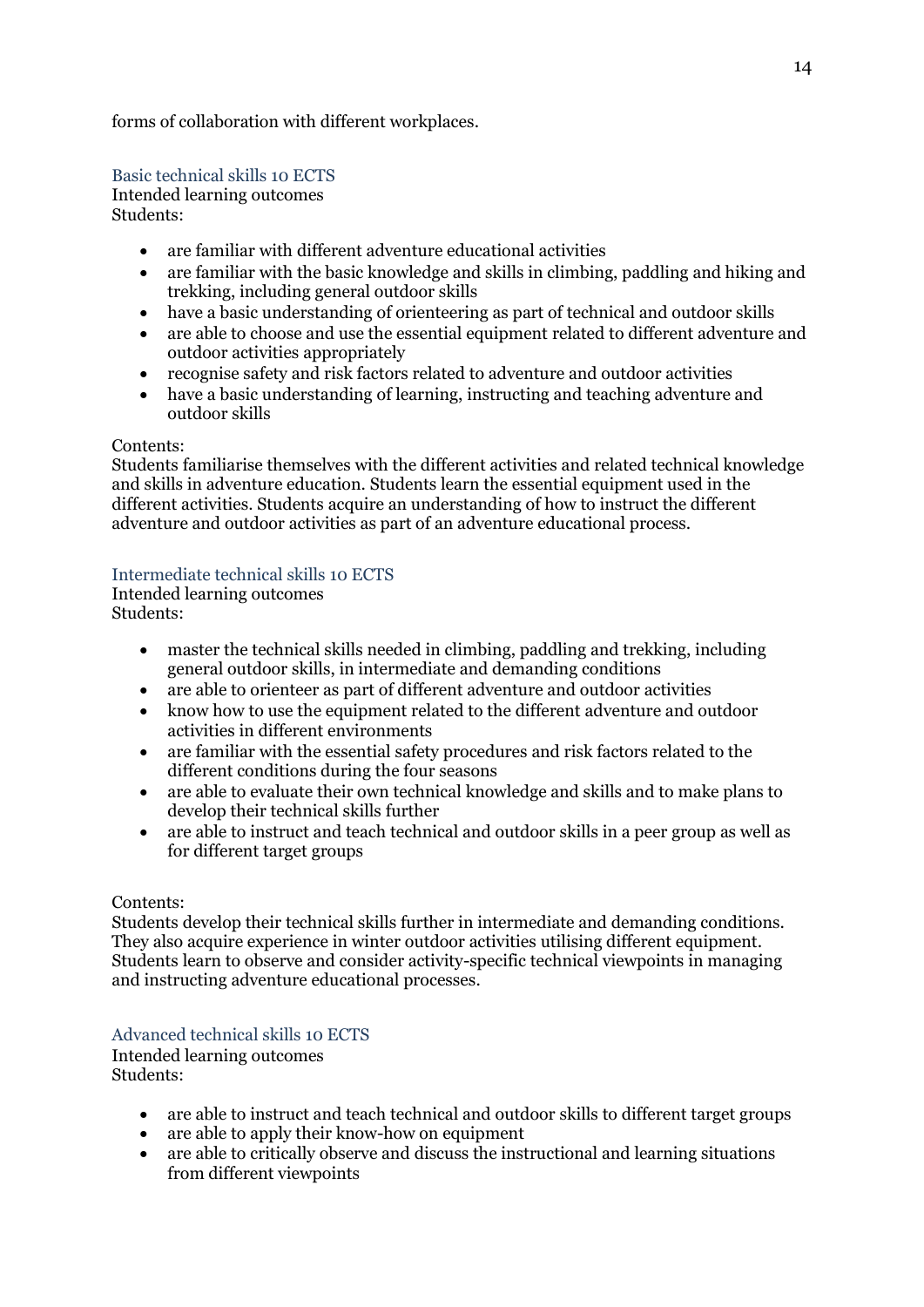forms of collaboration with different workplaces.

### Basic technical skills 10 ECTS

Intended learning outcomes
Students:

- are familiar with different adventure educational activities
- are familiar with the basic knowledge and skills in climbing, paddling and hiking and trekking, including general outdoor skills
- have a basic understanding of orienteering as part of technical and outdoor skills
- are able to choose and use the essential equipment related to different adventure and outdoor activities appropriately
- recognise safety and risk factors related to adventure and outdoor activities
- have a basic understanding of learning, instructing and teaching adventure and outdoor skills

Contents:
Students familiarise themselves with the different activities and related technical knowledge and skills in adventure education. Students learn the essential equipment used in the different activities. Students acquire an understanding of how to instruct the different adventure and outdoor activities as part of an adventure educational process.

### Intermediate technical skills 10 ECTS

Intended learning outcomes
Students:

- master the technical skills needed in climbing, paddling and trekking, including general outdoor skills, in intermediate and demanding conditions
- are able to orienteer as part of different adventure and outdoor activities
- know how to use the equipment related to the different adventure and outdoor activities in different environments
- are familiar with the essential safety procedures and risk factors related to the different conditions during the four seasons
- are able to evaluate their own technical knowledge and skills and to make plans to develop their technical skills further
- are able to instruct and teach technical and outdoor skills in a peer group as well as for different target groups

Contents:
Students develop their technical skills further in intermediate and demanding conditions. They also acquire experience in winter outdoor activities utilising different equipment. Students learn to observe and consider activity-specific technical viewpoints in managing and instructing adventure educational processes.

### Advanced technical skills 10 ECTS

Intended learning outcomes
Students:

- are able to instruct and teach technical and outdoor skills to different target groups
- are able to apply their know-how on equipment
- are able to critically observe and discuss the instructional and learning situations from different viewpoints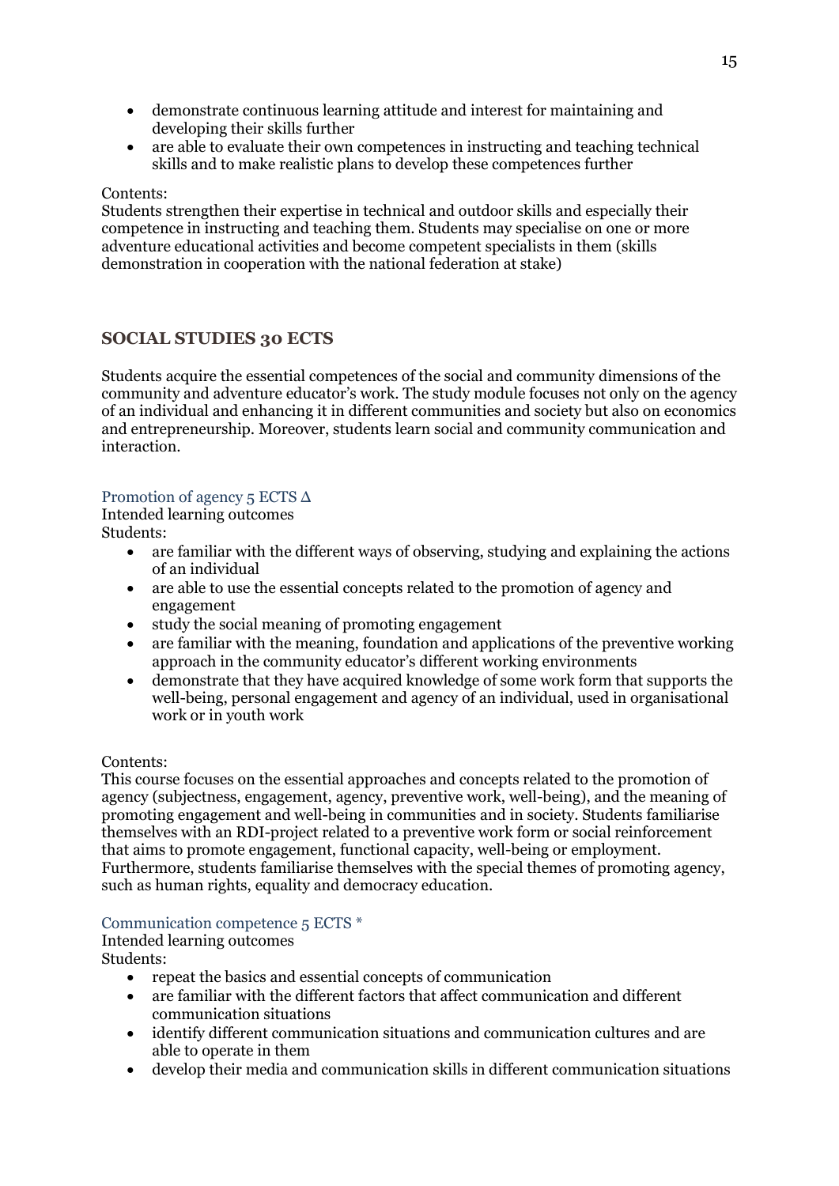- demonstrate continuous learning attitude and interest for maintaining and developing their skills further
- are able to evaluate their own competences in instructing and teaching technical skills and to make realistic plans to develop these competences further

Contents:
Students strengthen their expertise in technical and outdoor skills and especially their competence in instructing and teaching them. Students may specialise on one or more adventure educational activities and become competent specialists in them (skills demonstration in cooperation with the national federation at stake)

## SOCIAL STUDIES 30 ECTS

Students acquire the essential competences of the social and community dimensions of the community and adventure educator's work. The study module focuses not only on the agency of an individual and enhancing it in different communities and society but also on economics and entrepreneurship. Moreover, students learn social and community communication and interaction.

### Promotion of agency 5 ECTS Δ

Intended learning outcomes
Students:

- are familiar with the different ways of observing, studying and explaining the actions of an individual
- are able to use the essential concepts related to the promotion of agency and engagement
- study the social meaning of promoting engagement
- are familiar with the meaning, foundation and applications of the preventive working approach in the community educator's different working environments
- demonstrate that they have acquired knowledge of some work form that supports the well-being, personal engagement and agency of an individual, used in organisational work or in youth work

Contents:
This course focuses on the essential approaches and concepts related to the promotion of agency (subjectness, engagement, agency, preventive work, well-being), and the meaning of promoting engagement and well-being in communities and in society. Students familiarise themselves with an RDI-project related to a preventive work form or social reinforcement that aims to promote engagement, functional capacity, well-being or employment. Furthermore, students familiarise themselves with the special themes of promoting agency, such as human rights, equality and democracy education.

### Communication competence 5 ECTS *

Intended learning outcomes
Students:

- repeat the basics and essential concepts of communication
- are familiar with the different factors that affect communication and different communication situations
- identify different communication situations and communication cultures and are able to operate in them
- develop their media and communication skills in different communication situations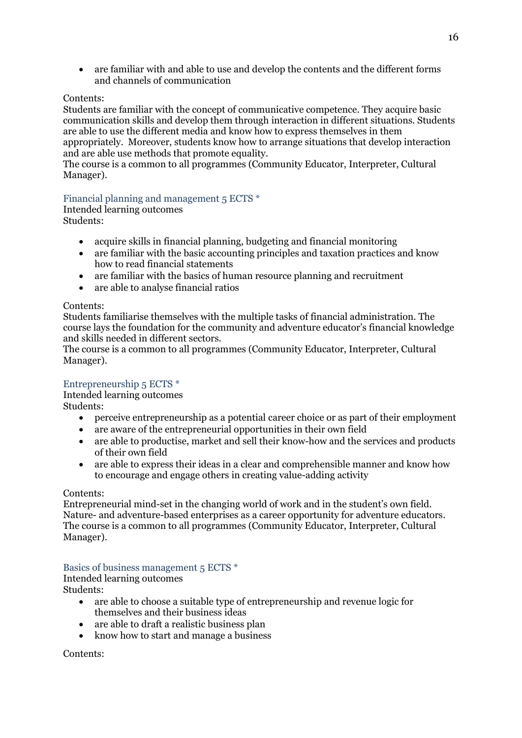- are familiar with and able to use and develop the contents and the different forms and channels of communication

Contents:
Students are familiar with the concept of communicative competence. They acquire basic communication skills and develop them through interaction in different situations. Students are able to use the different media and know how to express themselves in them appropriately. Moreover, students know how to arrange situations that develop interaction and are able use methods that promote equality.
The course is a common to all programmes (Community Educator, Interpreter, Cultural Manager).

### Financial planning and management 5 ECTS *

Intended learning outcomes
Students:

- acquire skills in financial planning, budgeting and financial monitoring
- are familiar with the basic accounting principles and taxation practices and know how to read financial statements
- are familiar with the basics of human resource planning and recruitment
- are able to analyse financial ratios

Contents:
Students familiarise themselves with the multiple tasks of financial administration. The course lays the foundation for the community and adventure educator's financial knowledge and skills needed in different sectors.
The course is a common to all programmes (Community Educator, Interpreter, Cultural Manager).

### Entrepreneurship 5 ECTS *

Intended learning outcomes
Students:

- perceive entrepreneurship as a potential career choice or as part of their employment
- are aware of the entrepreneurial opportunities in their own field
- are able to productise, market and sell their know-how and the services and products of their own field
- are able to express their ideas in a clear and comprehensible manner and know how to encourage and engage others in creating value-adding activity

Contents:
Entrepreneurial mind-set in the changing world of work and in the student's own field. Nature- and adventure-based enterprises as a career opportunity for adventure educators.
The course is a common to all programmes (Community Educator, Interpreter, Cultural Manager).

### Basics of business management 5 ECTS *

Intended learning outcomes
Students:

- are able to choose a suitable type of entrepreneurship and revenue logic for themselves and their business ideas
- are able to draft a realistic business plan
- know how to start and manage a business

Contents: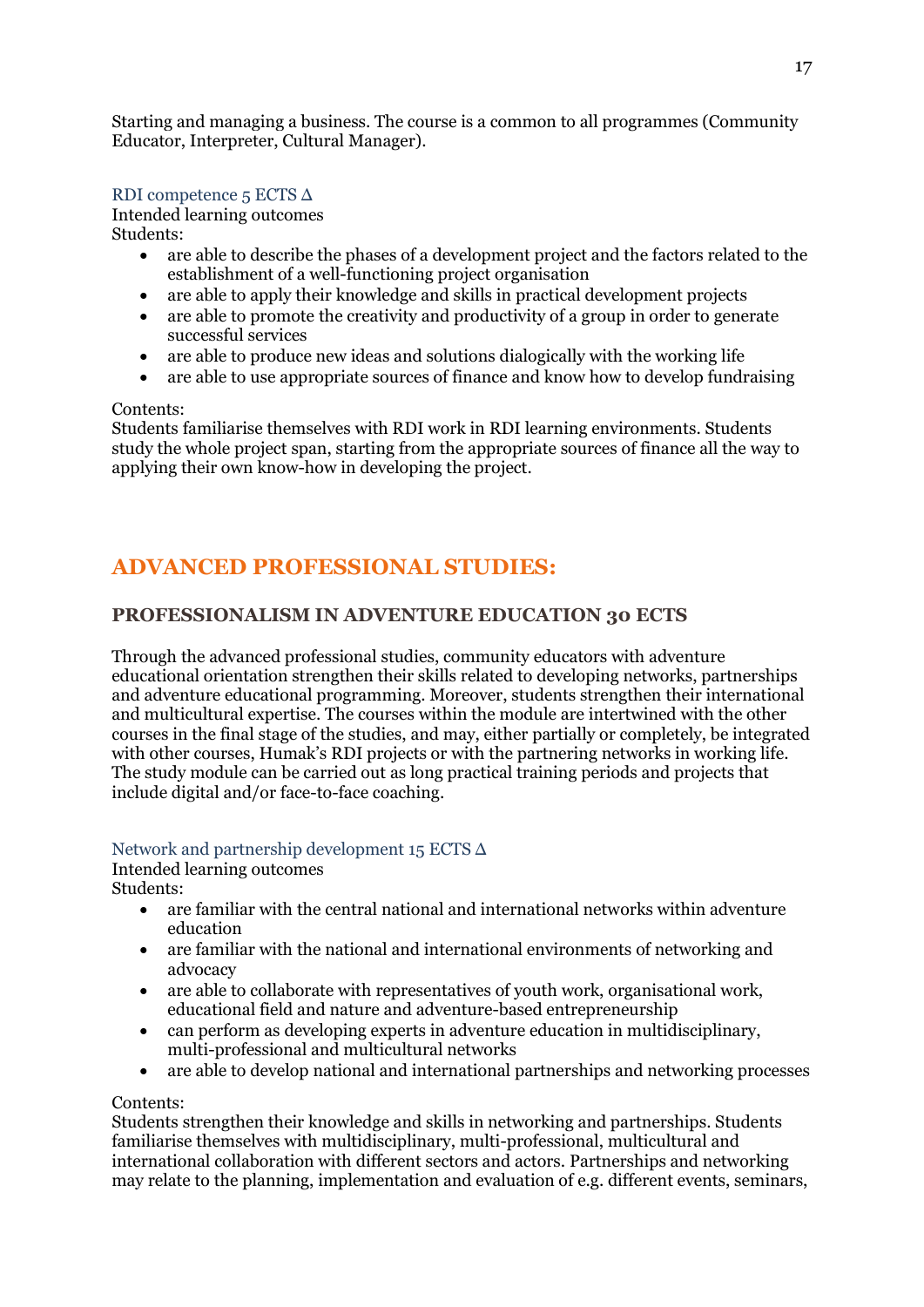Starting and managing a business. The course is a common to all programmes (Community Educator, Interpreter, Cultural Manager).

### RDI competence 5 ECTS Δ

Intended learning outcomes
Students:

- are able to describe the phases of a development project and the factors related to the establishment of a well-functioning project organisation
- are able to apply their knowledge and skills in practical development projects
- are able to promote the creativity and productivity of a group in order to generate successful services
- are able to produce new ideas and solutions dialogically with the working life
- are able to use appropriate sources of finance and know how to develop fundraising

Contents:
Students familiarise themselves with RDI work in RDI learning environments. Students study the whole project span, starting from the appropriate sources of finance all the way to applying their own know-how in developing the project.

# ADVANCED PROFESSIONAL STUDIES:

## PROFESSIONALISM IN ADVENTURE EDUCATION 30 ECTS

Through the advanced professional studies, community educators with adventure educational orientation strengthen their skills related to developing networks, partnerships and adventure educational programming. Moreover, students strengthen their international and multicultural expertise. The courses within the module are intertwined with the other courses in the final stage of the studies, and may, either partially or completely, be integrated with other courses, Humak's RDI projects or with the partnering networks in working life. The study module can be carried out as long practical training periods and projects that include digital and/or face-to-face coaching.

### Network and partnership development 15 ECTS Δ

Intended learning outcomes
Students:

- are familiar with the central national and international networks within adventure education
- are familiar with the national and international environments of networking and advocacy
- are able to collaborate with representatives of youth work, organisational work, educational field and nature and adventure-based entrepreneurship
- can perform as developing experts in adventure education in multidisciplinary, multi-professional and multicultural networks
- are able to develop national and international partnerships and networking processes

Contents:
Students strengthen their knowledge and skills in networking and partnerships. Students familiarise themselves with multidisciplinary, multi-professional, multicultural and international collaboration with different sectors and actors. Partnerships and networking may relate to the planning, implementation and evaluation of e.g. different events, seminars,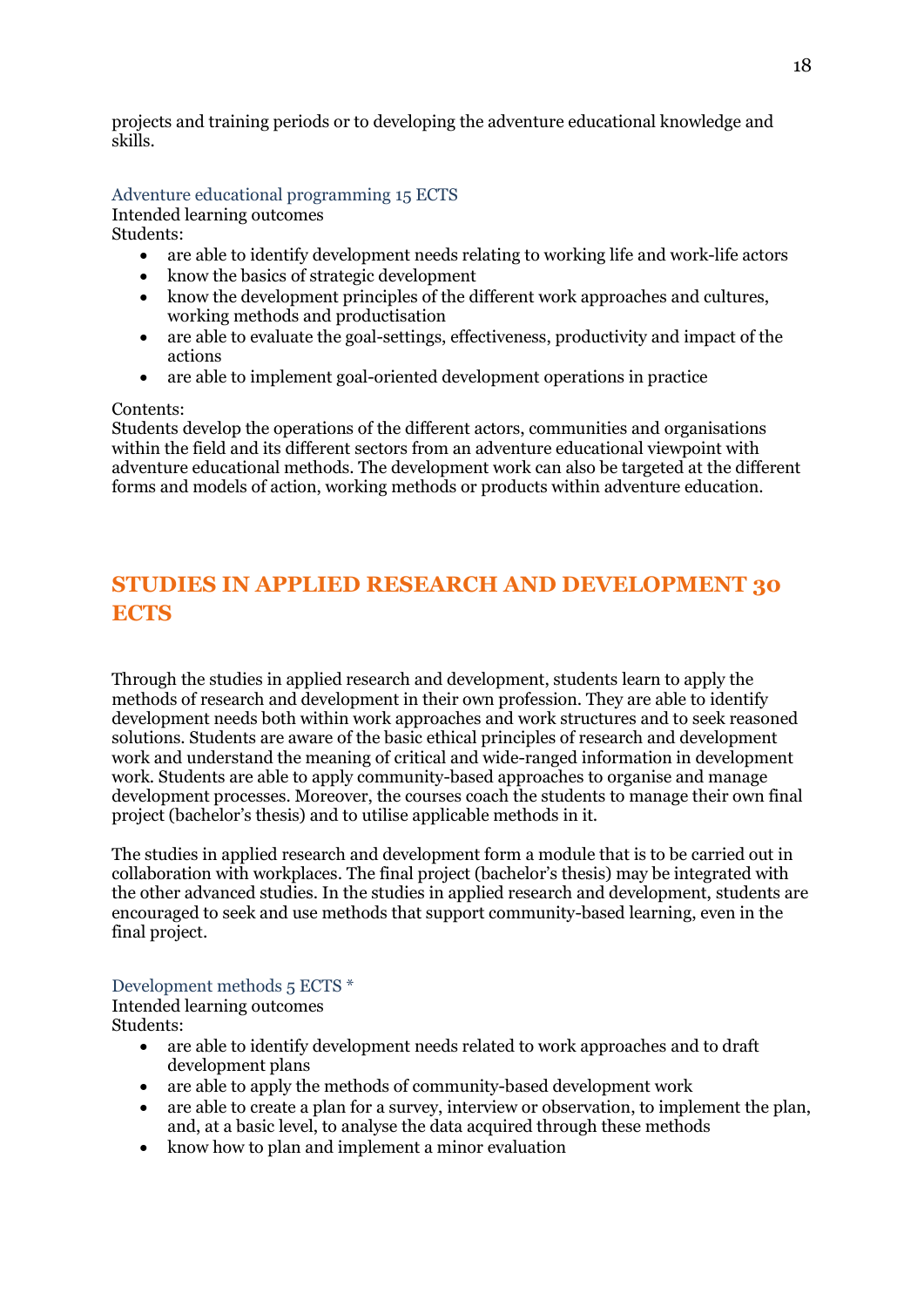projects and training periods or to developing the adventure educational knowledge and skills.

### Adventure educational programming 15 ECTS

Intended learning outcomes

Students:

- are able to identify development needs relating to working life and work-life actors
- know the basics of strategic development
- know the development principles of the different work approaches and cultures, working methods and productisation
- are able to evaluate the goal-settings, effectiveness, productivity and impact of the actions
- are able to implement goal-oriented development operations in practice

Contents:

Students develop the operations of the different actors, communities and organisations within the field and its different sectors from an adventure educational viewpoint with adventure educational methods. The development work can also be targeted at the different forms and models of action, working methods or products within adventure education.

## STUDIES IN APPLIED RESEARCH AND DEVELOPMENT 30 ECTS

Through the studies in applied research and development, students learn to apply the methods of research and development in their own profession. They are able to identify development needs both within work approaches and work structures and to seek reasoned solutions. Students are aware of the basic ethical principles of research and development work and understand the meaning of critical and wide-ranged information in development work. Students are able to apply community-based approaches to organise and manage development processes. Moreover, the courses coach the students to manage their own final project (bachelor's thesis) and to utilise applicable methods in it.

The studies in applied research and development form a module that is to be carried out in collaboration with workplaces. The final project (bachelor's thesis) may be integrated with the other advanced studies. In the studies in applied research and development, students are encouraged to seek and use methods that support community-based learning, even in the final project.

### Development methods 5 ECTS *

Intended learning outcomes

Students:

- are able to identify development needs related to work approaches and to draft development plans
- are able to apply the methods of community-based development work
- are able to create a plan for a survey, interview or observation, to implement the plan, and, at a basic level, to analyse the data acquired through these methods
- know how to plan and implement a minor evaluation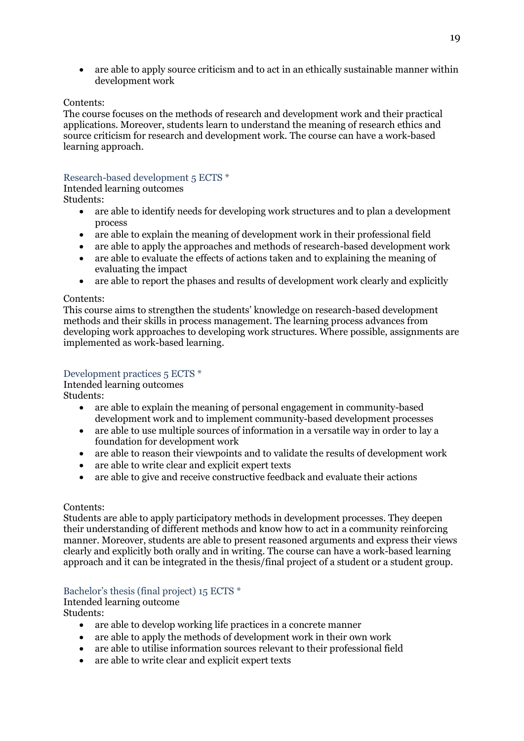- are able to apply source criticism and to act in an ethically sustainable manner within development work

Contents:
The course focuses on the methods of research and development work and their practical applications. Moreover, students learn to understand the meaning of research ethics and source criticism for research and development work. The course can have a work-based learning approach.

### Research-based development 5 ECTS *

Intended learning outcomes
Students:

- are able to identify needs for developing work structures and to plan a development process
- are able to explain the meaning of development work in their professional field
- are able to apply the approaches and methods of research-based development work
- are able to evaluate the effects of actions taken and to explaining the meaning of evaluating the impact
- are able to report the phases and results of development work clearly and explicitly

Contents:
This course aims to strengthen the students' knowledge on research-based development methods and their skills in process management. The learning process advances from developing work approaches to developing work structures. Where possible, assignments are implemented as work-based learning.

### Development practices 5 ECTS *

Intended learning outcomes
Students:

- are able to explain the meaning of personal engagement in community-based development work and to implement community-based development processes
- are able to use multiple sources of information in a versatile way in order to lay a foundation for development work
- are able to reason their viewpoints and to validate the results of development work
- are able to write clear and explicit expert texts
- are able to give and receive constructive feedback and evaluate their actions

Contents:
Students are able to apply participatory methods in development processes. They deepen their understanding of different methods and know how to act in a community reinforcing manner. Moreover, students are able to present reasoned arguments and express their views clearly and explicitly both orally and in writing. The course can have a work-based learning approach and it can be integrated in the thesis/final project of a student or a student group.

### Bachelor's thesis (final project) 15 ECTS *

Intended learning outcome
Students:

- are able to develop working life practices in a concrete manner
- are able to apply the methods of development work in their own work
- are able to utilise information sources relevant to their professional field
- are able to write clear and explicit expert texts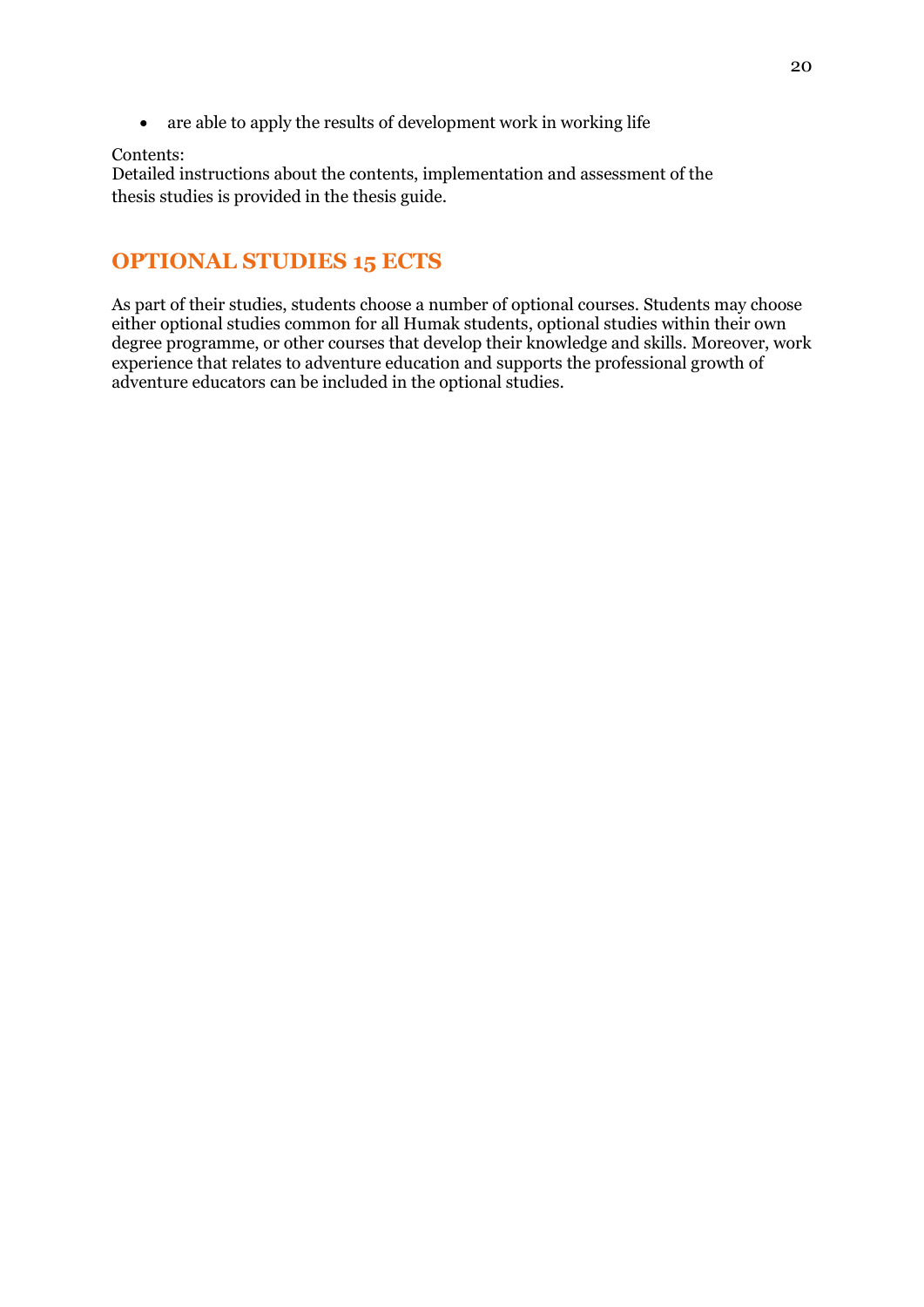- are able to apply the results of development work in working life

Contents:
Detailed instructions about the contents, implementation and assessment of the thesis studies is provided in the thesis guide.

## OPTIONAL STUDIES 15 ECTS

As part of their studies, students choose a number of optional courses. Students may choose either optional studies common for all Humak students, optional studies within their own degree programme, or other courses that develop their knowledge and skills. Moreover, work experience that relates to adventure education and supports the professional growth of adventure educators can be included in the optional studies.